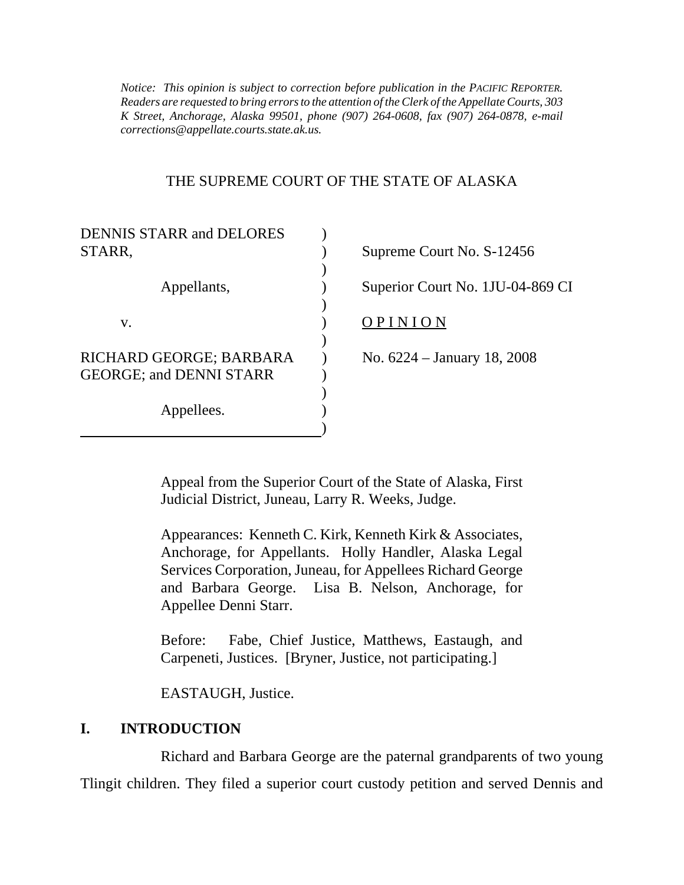*Notice: This opinion is subject to correction before publication in the PACIFIC REPORTER. Readers are requested to bring errors to the attention of the Clerk of the Appellate Courts, 303 K Street, Anchorage, Alaska 99501, phone (907) 264-0608, fax (907) 264-0878, e-mail corrections@appellate.courts.state.ak.us.*

THE SUPREME COURT OF THE STATE OF ALASKA

DENNIS STARR and DELORES STARR,

Appellants,

v.

RICHARD GEORGE; BARBARA GEORGE; and DENNI STARR

Appellees.

Supreme Court No. S-12456

Superior Court No. 1JU-04-869 CI

O P I N I O N

No. 6224 – January 18, 2008

Appeal from the Superior Court of the State of Alaska, First Judicial District, Juneau, Larry R. Weeks, Judge.

Appearances: Kenneth C. Kirk, Kenneth Kirk & Associates, Anchorage, for Appellants. Holly Handler, Alaska Legal Services Corporation, Juneau, for Appellees Richard George and Barbara George. Lisa B. Nelson, Anchorage, for Appellee Denni Starr.

Before: Fabe, Chief Justice, Matthews, Eastaugh, and Carpeneti, Justices. [Bryner, Justice, not participating.]

EASTAUGH, Justice.

## I. INTRODUCTION

Richard and Barbara George are the paternal grandparents of two young Tlingit children. They filed a superior court custody petition and served Dennis and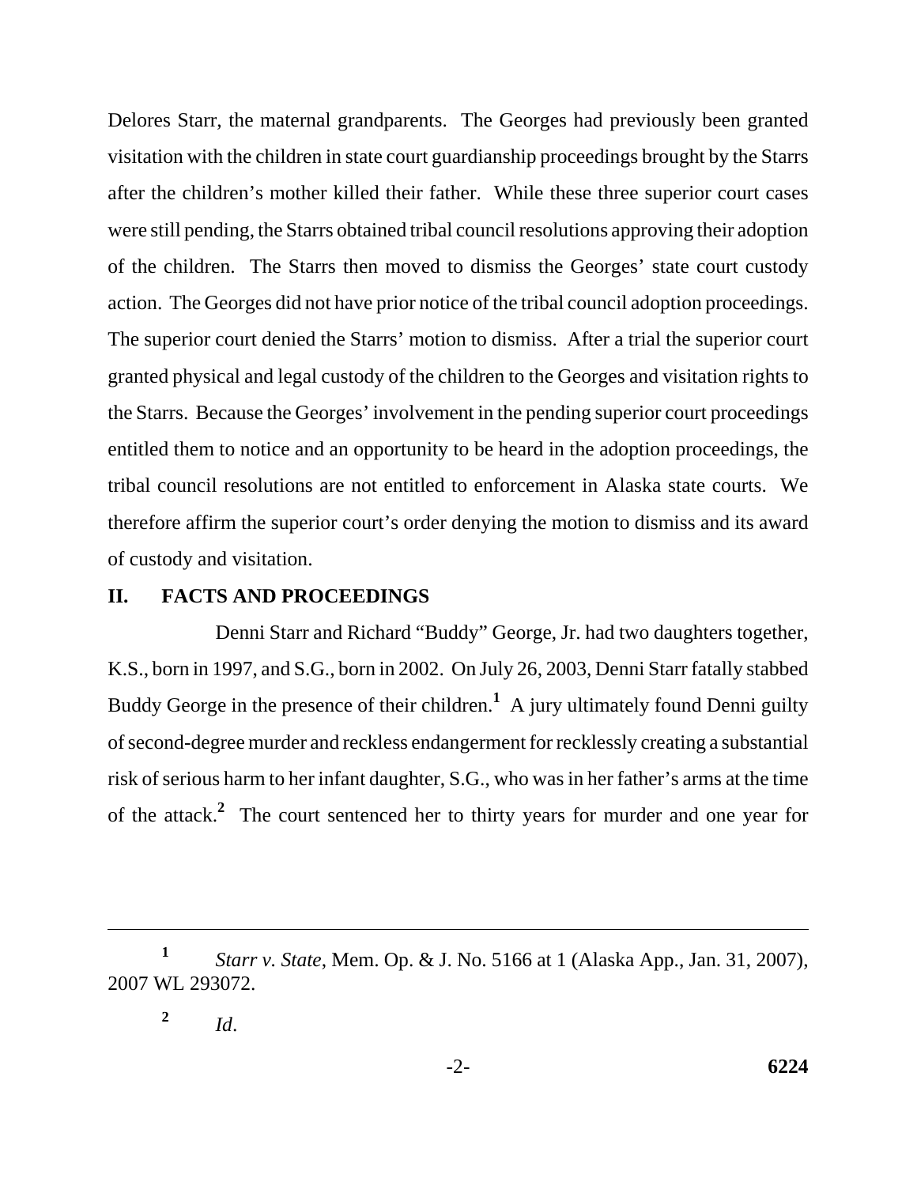Delores Starr, the maternal grandparents. The Georges had previously been granted visitation with the children in state court guardianship proceedings brought by the Starrs after the children's mother killed their father. While these three superior court cases were still pending, the Starrs obtained tribal council resolutions approving their adoption of the children. The Starrs then moved to dismiss the Georges' state court custody action. The Georges did not have prior notice of the tribal council adoption proceedings. The superior court denied the Starrs' motion to dismiss. After a trial the superior court granted physical and legal custody of the children to the Georges and visitation rights to the Starrs. Because the Georges' involvement in the pending superior court proceedings entitled them to notice and an opportunity to be heard in the adoption proceedings, the tribal council resolutions are not entitled to enforcement in Alaska state courts. We therefore affirm the superior court's order denying the motion to dismiss and its award of custody and visitation.

## II. FACTS AND PROCEEDINGS

Denni Starr and Richard "Buddy" George, Jr. had two daughters together, K.S., born in 1997, and S.G., born in 2002. On July 26, 2003, Denni Starr fatally stabbed Buddy George in the presence of their children.[1] A jury ultimately found Denni guilty of second-degree murder and reckless endangerment for recklessly creating a substantial risk of serious harm to her infant daughter, S.G., who was in her father's arms at the time of the attack.[2] The court sentenced her to thirty years for murder and one year for

---

[1] *Starr v. State*, Mem. Op. & J. No. 5166 at 1 (Alaska App., Jan. 31, 2007), 2007 WL 293072.

[2] *Id*.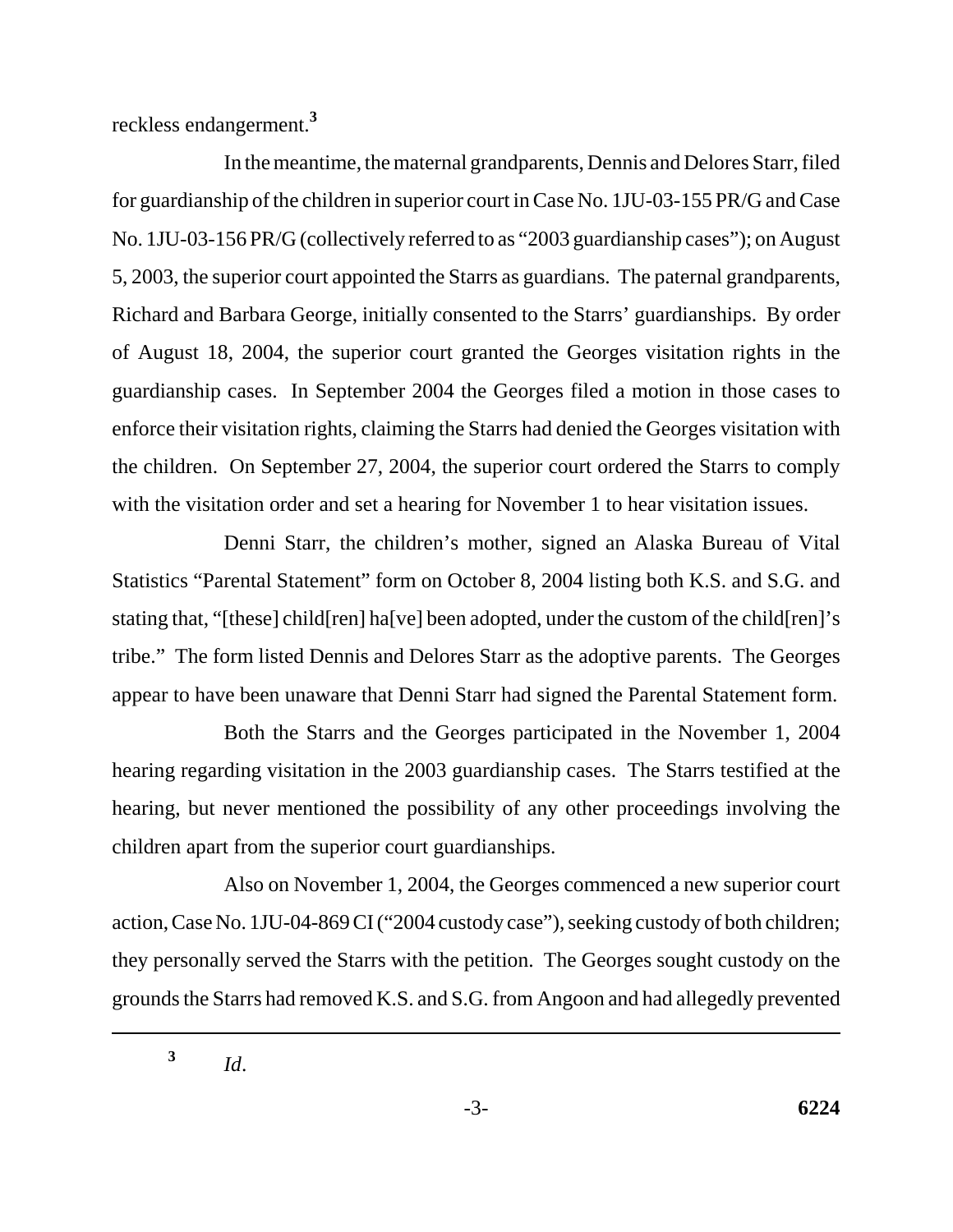reckless endangerment.[3]

In the meantime, the maternal grandparents, Dennis and Delores Starr, filed for guardianship of the children in superior court in Case No. 1JU-03-155 PR/G and Case No. 1JU-03-156 PR/G (collectively referred to as "2003 guardianship cases"); on August 5, 2003, the superior court appointed the Starrs as guardians. The paternal grandparents, Richard and Barbara George, initially consented to the Starrs' guardianships. By order of August 18, 2004, the superior court granted the Georges visitation rights in the guardianship cases. In September 2004 the Georges filed a motion in those cases to enforce their visitation rights, claiming the Starrs had denied the Georges visitation with the children. On September 27, 2004, the superior court ordered the Starrs to comply with the visitation order and set a hearing for November 1 to hear visitation issues.

Denni Starr, the children's mother, signed an Alaska Bureau of Vital Statistics "Parental Statement" form on October 8, 2004 listing both K.S. and S.G. and stating that, "[these] child[ren] ha[ve] been adopted, under the custom of the child[ren]'s tribe." The form listed Dennis and Delores Starr as the adoptive parents. The Georges appear to have been unaware that Denni Starr had signed the Parental Statement form.

Both the Starrs and the Georges participated in the November 1, 2004 hearing regarding visitation in the 2003 guardianship cases. The Starrs testified at the hearing, but never mentioned the possibility of any other proceedings involving the children apart from the superior court guardianships.

Also on November 1, 2004, the Georges commenced a new superior court action, Case No. 1JU-04-869 CI ("2004 custody case"), seeking custody of both children; they personally served the Starrs with the petition. The Georges sought custody on the grounds the Starrs had removed K.S. and S.G. from Angoon and had allegedly prevented

---

[3] *Id*.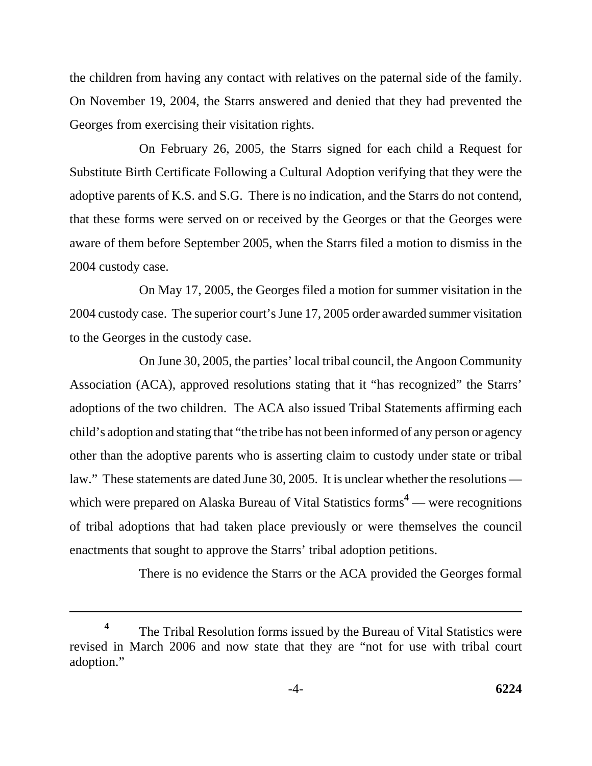the children from having any contact with relatives on the paternal side of the family. On November 19, 2004, the Starrs answered and denied that they had prevented the Georges from exercising their visitation rights.

On February 26, 2005, the Starrs signed for each child a Request for Substitute Birth Certificate Following a Cultural Adoption verifying that they were the adoptive parents of K.S. and S.G. There is no indication, and the Starrs do not contend, that these forms were served on or received by the Georges or that the Georges were aware of them before September 2005, when the Starrs filed a motion to dismiss in the 2004 custody case.

On May 17, 2005, the Georges filed a motion for summer visitation in the 2004 custody case. The superior court's June 17, 2005 order awarded summer visitation to the Georges in the custody case.

On June 30, 2005, the parties' local tribal council, the Angoon Community Association (ACA), approved resolutions stating that it "has recognized" the Starrs' adoptions of the two children. The ACA also issued Tribal Statements affirming each child's adoption and stating that "the tribe has not been informed of any person or agency other than the adoptive parents who is asserting claim to custody under state or tribal law." These statements are dated June 30, 2005. It is unclear whether the resolutions — which were prepared on Alaska Bureau of Vital Statistics forms[4] — were recognitions of tribal adoptions that had taken place previously or were themselves the council enactments that sought to approve the Starrs' tribal adoption petitions.

There is no evidence the Starrs or the ACA provided the Georges formal

---

[4] The Tribal Resolution forms issued by the Bureau of Vital Statistics were revised in March 2006 and now state that they are "not for use with tribal court adoption."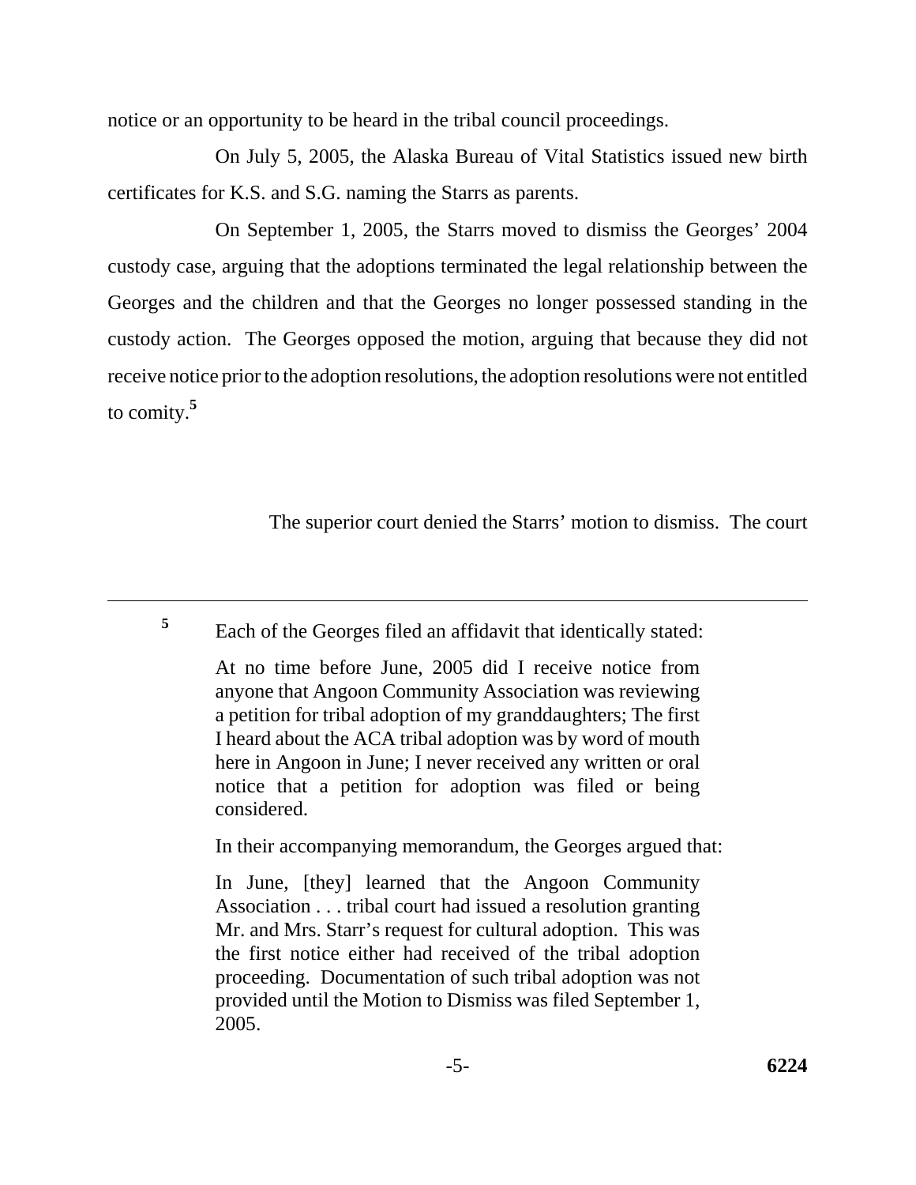notice or an opportunity to be heard in the tribal council proceedings.

On July 5, 2005, the Alaska Bureau of Vital Statistics issued new birth certificates for K.S. and S.G. naming the Starrs as parents.

On September 1, 2005, the Starrs moved to dismiss the Georges' 2004 custody case, arguing that the adoptions terminated the legal relationship between the Georges and the children and that the Georges no longer possessed standing in the custody action. The Georges opposed the motion, arguing that because they did not receive notice prior to the adoption resolutions, the adoption resolutions were not entitled to comity.[5]

The superior court denied the Starrs' motion to dismiss. The court

---

[5] Each of the Georges filed an affidavit that identically stated:

> At no time before June, 2005 did I receive notice from anyone that Angoon Community Association was reviewing a petition for tribal adoption of my granddaughters; The first I heard about the ACA tribal adoption was by word of mouth here in Angoon in June; I never received any written or oral notice that a petition for adoption was filed or being considered.

In their accompanying memorandum, the Georges argued that:

> In June, [they] learned that the Angoon Community Association . . . tribal court had issued a resolution granting Mr. and Mrs. Starr's request for cultural adoption. This was the first notice either had received of the tribal adoption proceeding. Documentation of such tribal adoption was not provided until the Motion to Dismiss was filed September 1, 2005.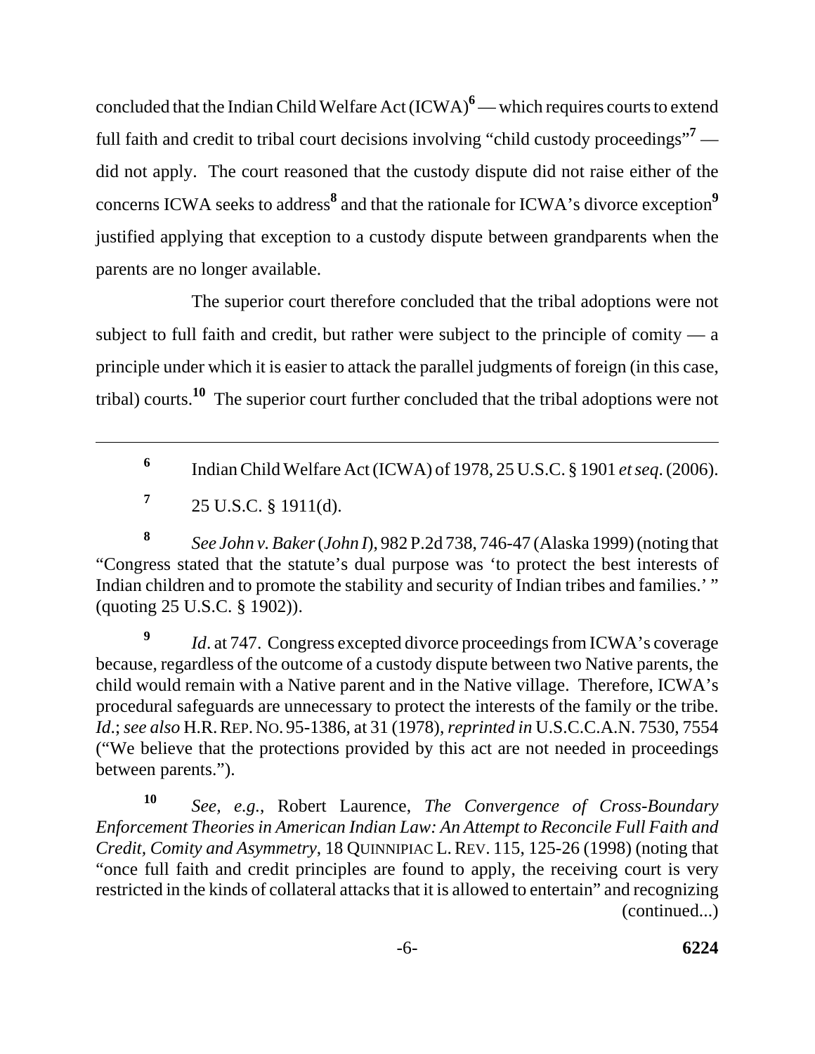concluded that the Indian Child Welfare Act (ICWA)[6] — which requires courts to extend full faith and credit to tribal court decisions involving "child custody proceedings"[7] — did not apply. The court reasoned that the custody dispute did not raise either of the concerns ICWA seeks to address[8] and that the rationale for ICWA's divorce exception[9] justified applying that exception to a custody dispute between grandparents when the parents are no longer available.

The superior court therefore concluded that the tribal adoptions were not subject to full faith and credit, but rather were subject to the principle of comity — a principle under which it is easier to attack the parallel judgments of foreign (in this case, tribal) courts.[10] The superior court further concluded that the tribal adoptions were not

---

[6] Indian Child Welfare Act (ICWA) of 1978, 25 U.S.C. § 1901 *et seq*. (2006).

[7] 25 U.S.C. § 1911(d).

[8] *See John v. Baker* (*John I*), 982 P.2d 738, 746-47 (Alaska 1999) (noting that "Congress stated that the statute's dual purpose was 'to protect the best interests of Indian children and to promote the stability and security of Indian tribes and families.' " (quoting 25 U.S.C. § 1902)).

[9] *Id*. at 747. Congress excepted divorce proceedings from ICWA's coverage because, regardless of the outcome of a custody dispute between two Native parents, the child would remain with a Native parent and in the Native village. Therefore, ICWA's procedural safeguards are unnecessary to protect the interests of the family or the tribe. *Id*.; *see also* H.R. REP. NO. 95-1386, at 31 (1978), *reprinted in* U.S.C.C.A.N. 7530, 7554 ("We believe that the protections provided by this act are not needed in proceedings between parents.").

[10] *See, e.g.*, Robert Laurence, *The Convergence of Cross-Boundary Enforcement Theories in American Indian Law: An Attempt to Reconcile Full Faith and Credit, Comity and Asymmetry*, 18 QUINNIPIAC L. REV. 115, 125-26 (1998) (noting that "once full faith and credit principles are found to apply, the receiving court is very restricted in the kinds of collateral attacks that it is allowed to entertain" and recognizing (continued...)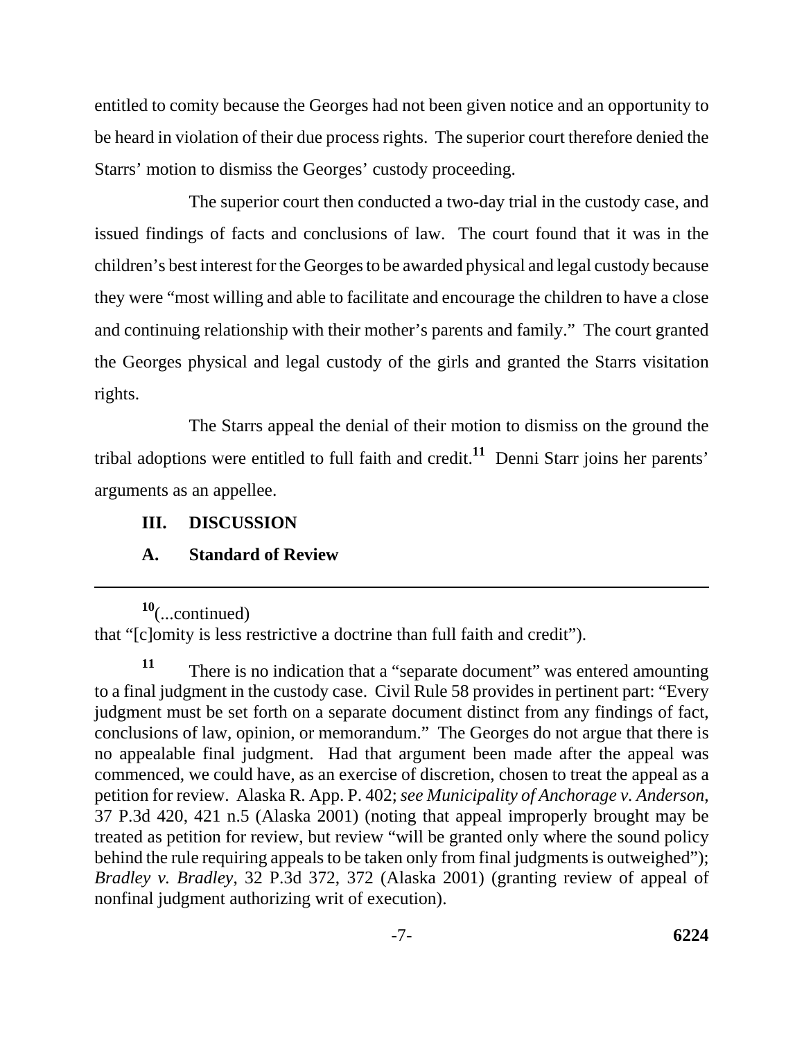entitled to comity because the Georges had not been given notice and an opportunity to be heard in violation of their due process rights. The superior court therefore denied the Starrs' motion to dismiss the Georges' custody proceeding.

The superior court then conducted a two-day trial in the custody case, and issued findings of facts and conclusions of law. The court found that it was in the children's best interest for the Georges to be awarded physical and legal custody because they were "most willing and able to facilitate and encourage the children to have a close and continuing relationship with their mother's parents and family." The court granted the Georges physical and legal custody of the girls and granted the Starrs visitation rights.

The Starrs appeal the denial of their motion to dismiss on the ground the tribal adoptions were entitled to full faith and credit.[11] Denni Starr joins her parents' arguments as an appellee.

## III. DISCUSSION

### A. Standard of Review

---

[10](...continued) that "[c]omity is less restrictive a doctrine than full faith and credit").

[11] There is no indication that a "separate document" was entered amounting to a final judgment in the custody case. Civil Rule 58 provides in pertinent part: "Every judgment must be set forth on a separate document distinct from any findings of fact, conclusions of law, opinion, or memorandum." The Georges do not argue that there is no appealable final judgment. Had that argument been made after the appeal was commenced, we could have, as an exercise of discretion, chosen to treat the appeal as a petition for review. Alaska R. App. P. 402; *see Municipality of Anchorage v. Anderson*, 37 P.3d 420, 421 n.5 (Alaska 2001) (noting that appeal improperly brought may be treated as petition for review, but review "will be granted only where the sound policy behind the rule requiring appeals to be taken only from final judgments is outweighed"); *Bradley v. Bradley*, 32 P.3d 372, 372 (Alaska 2001) (granting review of appeal of nonfinal judgment authorizing writ of execution).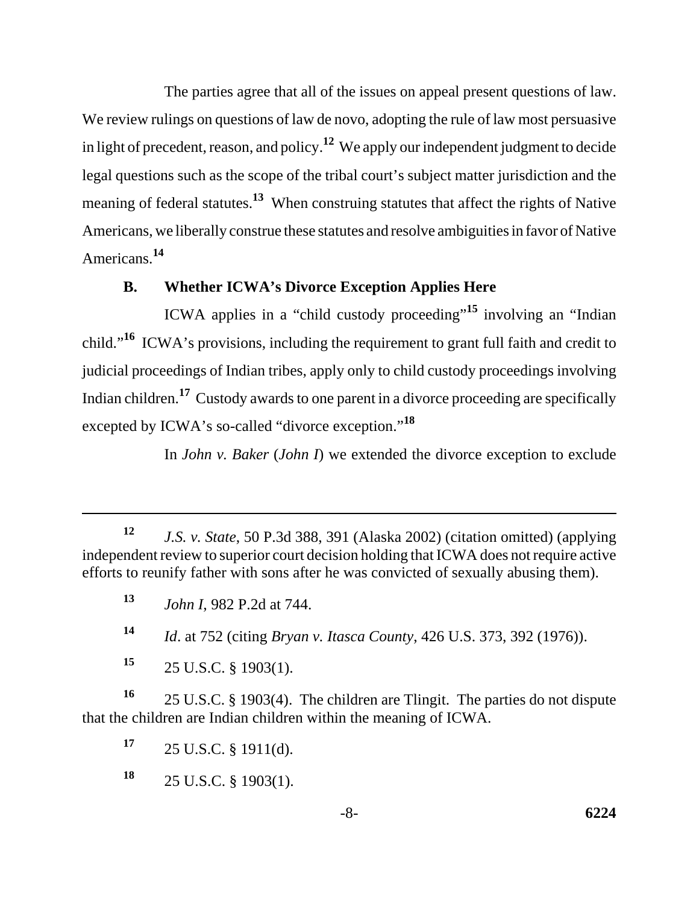The parties agree that all of the issues on appeal present questions of law. We review rulings on questions of law de novo, adopting the rule of law most persuasive in light of precedent, reason, and policy.[12] We apply our independent judgment to decide legal questions such as the scope of the tribal court's subject matter jurisdiction and the meaning of federal statutes.[13] When construing statutes that affect the rights of Native Americans, we liberally construe these statutes and resolve ambiguities in favor of Native Americans.[14]

### B. Whether ICWA's Divorce Exception Applies Here

ICWA applies in a "child custody proceeding"[15] involving an "Indian child."[16] ICWA's provisions, including the requirement to grant full faith and credit to judicial proceedings of Indian tribes, apply only to child custody proceedings involving Indian children.[17] Custody awards to one parent in a divorce proceeding are specifically excepted by ICWA's so-called "divorce exception."[18]

In *John v. Baker* (*John I*) we extended the divorce exception to exclude

---

[12] *J.S. v. State*, 50 P.3d 388, 391 (Alaska 2002) (citation omitted) (applying independent review to superior court decision holding that ICWA does not require active efforts to reunify father with sons after he was convicted of sexually abusing them).

[13] *John I*, 982 P.2d at 744.

[14] *Id*. at 752 (citing *Bryan v. Itasca County*, 426 U.S. 373, 392 (1976)).

[15] 25 U.S.C. § 1903(1).

[16] 25 U.S.C. § 1903(4). The children are Tlingit. The parties do not dispute that the children are Indian children within the meaning of ICWA.

[17] 25 U.S.C. § 1911(d).

[18] 25 U.S.C. § 1903(1).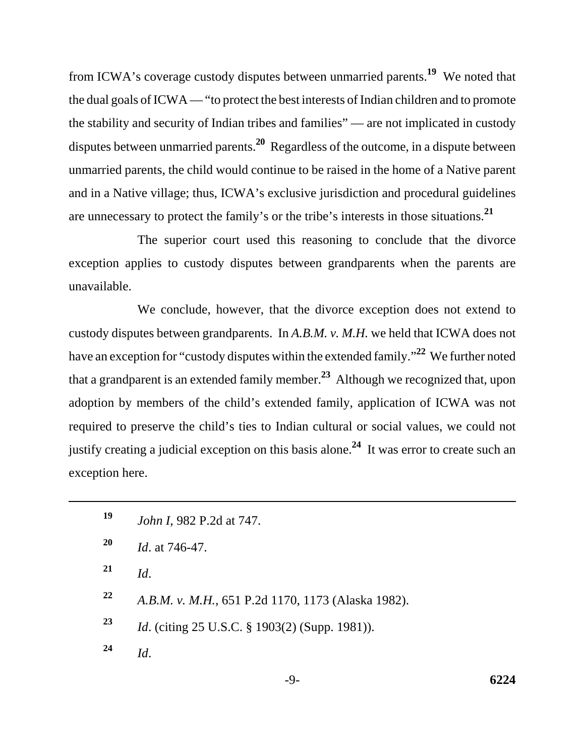from ICWA's coverage custody disputes between unmarried parents.[19] We noted that the dual goals of ICWA — "to protect the best interests of Indian children and to promote the stability and security of Indian tribes and families" — are not implicated in custody disputes between unmarried parents.[20] Regardless of the outcome, in a dispute between unmarried parents, the child would continue to be raised in the home of a Native parent and in a Native village; thus, ICWA's exclusive jurisdiction and procedural guidelines are unnecessary to protect the family's or the tribe's interests in those situations.[21]

The superior court used this reasoning to conclude that the divorce exception applies to custody disputes between grandparents when the parents are unavailable.

We conclude, however, that the divorce exception does not extend to custody disputes between grandparents. In *A.B.M. v. M.H.* we held that ICWA does not have an exception for "custody disputes within the extended family."[22] We further noted that a grandparent is an extended family member.[23] Although we recognized that, upon adoption by members of the child's extended family, application of ICWA was not required to preserve the child's ties to Indian cultural or social values, we could not justify creating a judicial exception on this basis alone.[24] It was error to create such an exception here.

---

[19] *John I*, 982 P.2d at 747.

[20] *Id*. at 746-47.

[21] *Id*.

[22] *A.B.M. v. M.H.*, 651 P.2d 1170, 1173 (Alaska 1982).

[23] *Id*. (citing 25 U.S.C. § 1903(2) (Supp. 1981)).

[24] *Id*.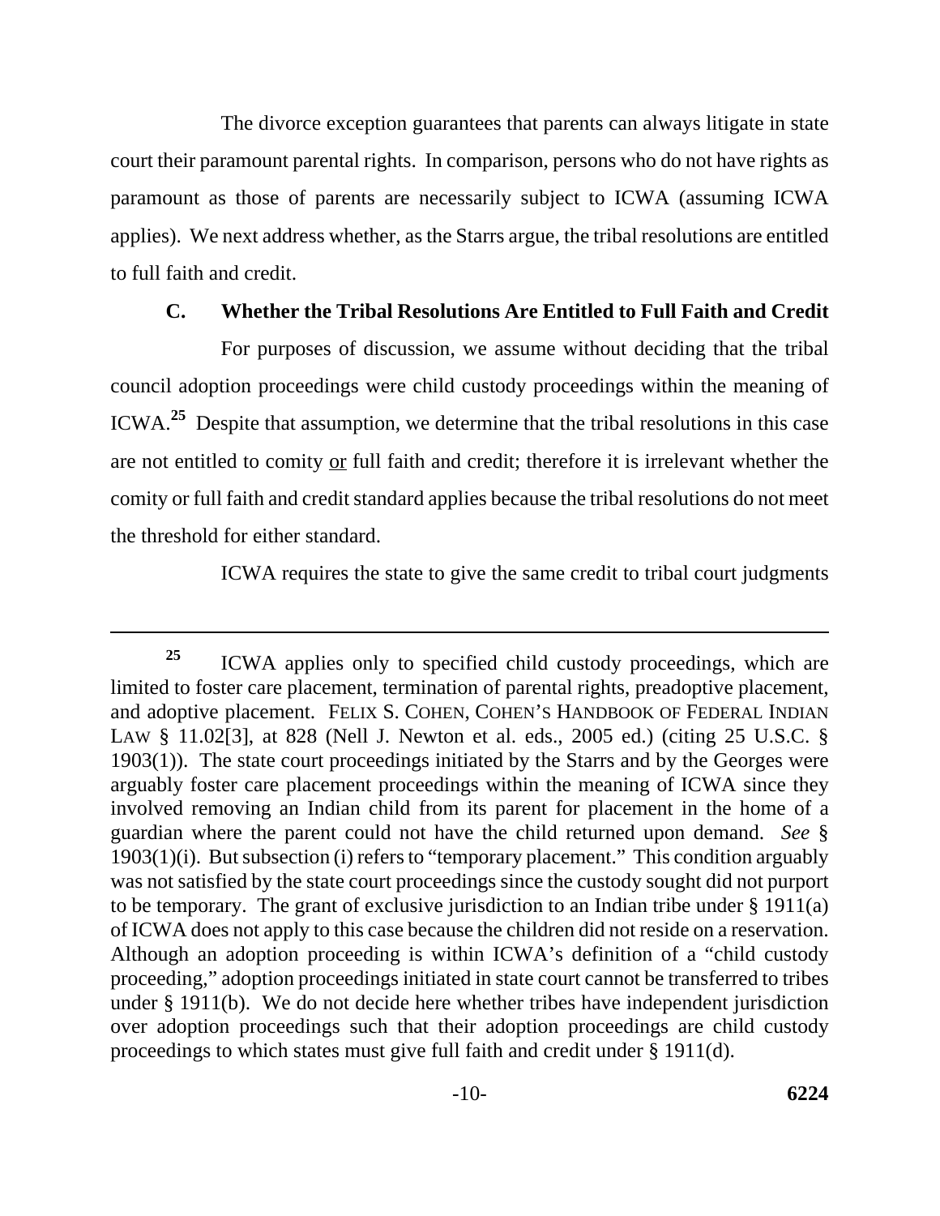The divorce exception guarantees that parents can always litigate in state court their paramount parental rights. In comparison, persons who do not have rights as paramount as those of parents are necessarily subject to ICWA (assuming ICWA applies). We next address whether, as the Starrs argue, the tribal resolutions are entitled to full faith and credit.

### C. Whether the Tribal Resolutions Are Entitled to Full Faith and Credit

For purposes of discussion, we assume without deciding that the tribal council adoption proceedings were child custody proceedings within the meaning of ICWA.[25] Despite that assumption, we determine that the tribal resolutions in this case are not entitled to comity or full faith and credit; therefore it is irrelevant whether the comity or full faith and credit standard applies because the tribal resolutions do not meet the threshold for either standard.

ICWA requires the state to give the same credit to tribal court judgments

---

[25] ICWA applies only to specified child custody proceedings, which are limited to foster care placement, termination of parental rights, preadoptive placement, and adoptive placement. FELIX S. COHEN, COHEN'S HANDBOOK OF FEDERAL INDIAN LAW § 11.02[3], at 828 (Nell J. Newton et al. eds., 2005 ed.) (citing 25 U.S.C. § 1903(1)). The state court proceedings initiated by the Starrs and by the Georges were arguably foster care placement proceedings within the meaning of ICWA since they involved removing an Indian child from its parent for placement in the home of a guardian where the parent could not have the child returned upon demand. *See* § 1903(1)(i). But subsection (i) refers to "temporary placement." This condition arguably was not satisfied by the state court proceedings since the custody sought did not purport to be temporary. The grant of exclusive jurisdiction to an Indian tribe under § 1911(a) of ICWA does not apply to this case because the children did not reside on a reservation. Although an adoption proceeding is within ICWA's definition of a "child custody proceeding," adoption proceedings initiated in state court cannot be transferred to tribes under § 1911(b). We do not decide here whether tribes have independent jurisdiction over adoption proceedings such that their adoption proceedings are child custody proceedings to which states must give full faith and credit under § 1911(d).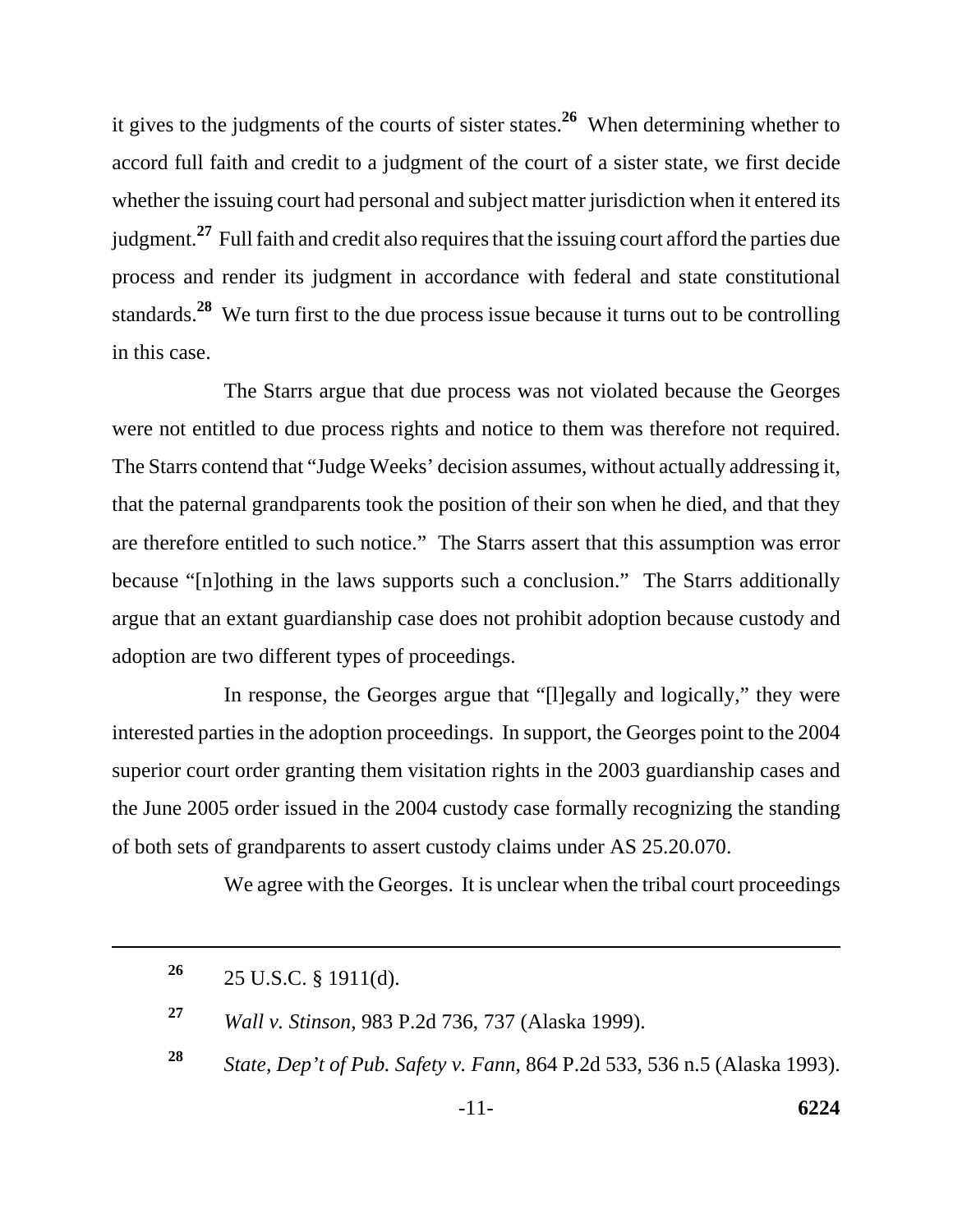it gives to the judgments of the courts of sister states.[26] When determining whether to accord full faith and credit to a judgment of the court of a sister state, we first decide whether the issuing court had personal and subject matter jurisdiction when it entered its judgment.[27] Full faith and credit also requires that the issuing court afford the parties due process and render its judgment in accordance with federal and state constitutional standards.[28] We turn first to the due process issue because it turns out to be controlling in this case.

The Starrs argue that due process was not violated because the Georges were not entitled to due process rights and notice to them was therefore not required. The Starrs contend that "Judge Weeks' decision assumes, without actually addressing it, that the paternal grandparents took the position of their son when he died, and that they are therefore entitled to such notice." The Starrs assert that this assumption was error because "[n]othing in the laws supports such a conclusion." The Starrs additionally argue that an extant guardianship case does not prohibit adoption because custody and adoption are two different types of proceedings.

In response, the Georges argue that "[l]egally and logically," they were interested parties in the adoption proceedings. In support, the Georges point to the 2004 superior court order granting them visitation rights in the 2003 guardianship cases and the June 2005 order issued in the 2004 custody case formally recognizing the standing of both sets of grandparents to assert custody claims under AS 25.20.070.

We agree with the Georges. It is unclear when the tribal court proceedings

---

[26] 25 U.S.C. § 1911(d).

[27] *Wall v. Stinson*, 983 P.2d 736, 737 (Alaska 1999).

[28] *State, Dep't of Pub. Safety v. Fann*, 864 P.2d 533, 536 n.5 (Alaska 1993).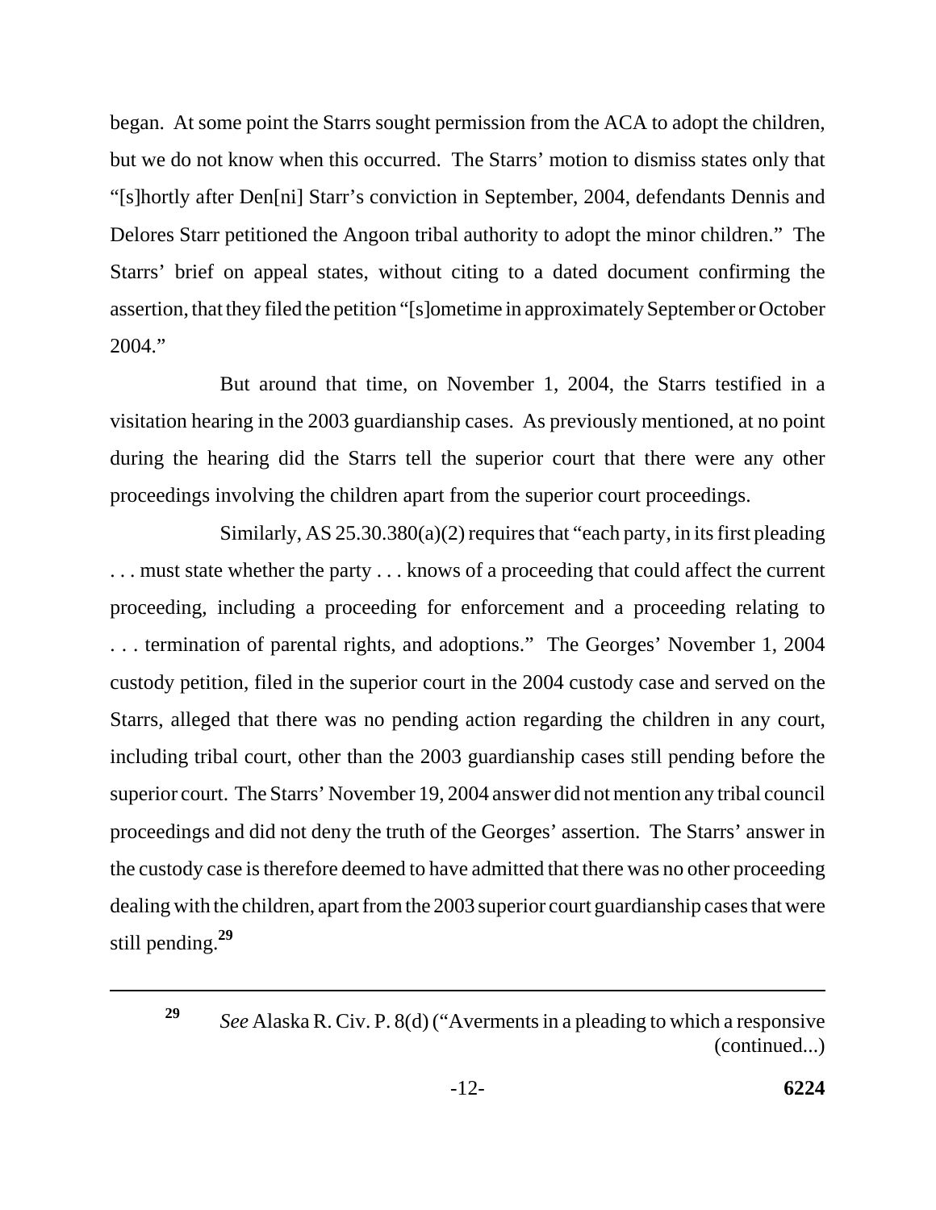began. At some point the Starrs sought permission from the ACA to adopt the children, but we do not know when this occurred. The Starrs' motion to dismiss states only that "[s]hortly after Den[ni] Starr's conviction in September, 2004, defendants Dennis and Delores Starr petitioned the Angoon tribal authority to adopt the minor children." The Starrs' brief on appeal states, without citing to a dated document confirming the assertion, that they filed the petition "[s]ometime in approximately September or October 2004."

But around that time, on November 1, 2004, the Starrs testified in a visitation hearing in the 2003 guardianship cases. As previously mentioned, at no point during the hearing did the Starrs tell the superior court that there were any other proceedings involving the children apart from the superior court proceedings.

Similarly, AS 25.30.380(a)(2) requires that "each party, in its first pleading . . . must state whether the party . . . knows of a proceeding that could affect the current proceeding, including a proceeding for enforcement and a proceeding relating to . . . termination of parental rights, and adoptions." The Georges' November 1, 2004 custody petition, filed in the superior court in the 2004 custody case and served on the Starrs, alleged that there was no pending action regarding the children in any court, including tribal court, other than the 2003 guardianship cases still pending before the superior court. The Starrs' November 19, 2004 answer did not mention any tribal council proceedings and did not deny the truth of the Georges' assertion. The Starrs' answer in the custody case is therefore deemed to have admitted that there was no other proceeding dealing with the children, apart from the 2003 superior court guardianship cases that were still pending.[29]

---

[29] *See* Alaska R. Civ. P. 8(d) ("Averments in a pleading to which a responsive (continued...)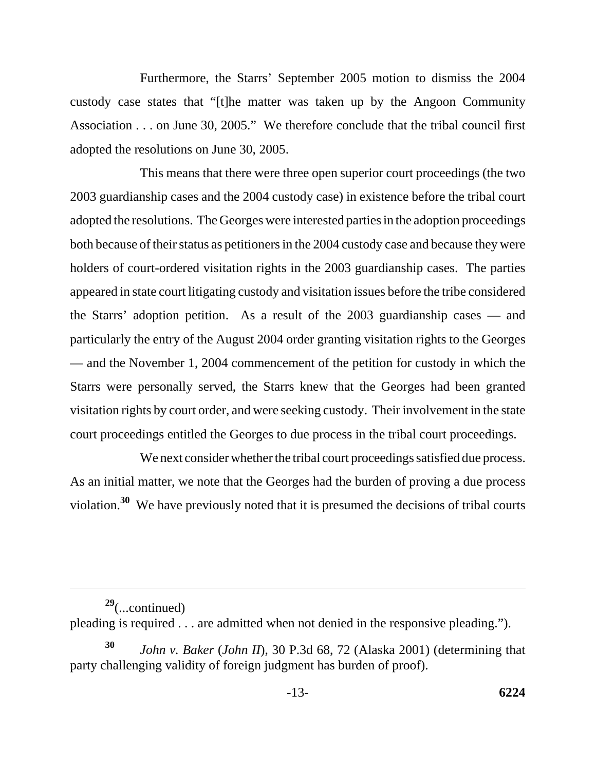Furthermore, the Starrs' September 2005 motion to dismiss the 2004 custody case states that "[t]he matter was taken up by the Angoon Community Association . . . on June 30, 2005." We therefore conclude that the tribal council first adopted the resolutions on June 30, 2005.

This means that there were three open superior court proceedings (the two 2003 guardianship cases and the 2004 custody case) in existence before the tribal court adopted the resolutions. The Georges were interested parties in the adoption proceedings both because of their status as petitioners in the 2004 custody case and because they were holders of court-ordered visitation rights in the 2003 guardianship cases. The parties appeared in state court litigating custody and visitation issues before the tribe considered the Starrs' adoption petition. As a result of the 2003 guardianship cases — and particularly the entry of the August 2004 order granting visitation rights to the Georges — and the November 1, 2004 commencement of the petition for custody in which the Starrs were personally served, the Starrs knew that the Georges had been granted visitation rights by court order, and were seeking custody. Their involvement in the state court proceedings entitled the Georges to due process in the tribal court proceedings.

We next consider whether the tribal court proceedings satisfied due process. As an initial matter, we note that the Georges had the burden of proving a due process violation.[30] We have previously noted that it is presumed the decisions of tribal courts

---

[29](...continued)
pleading is required . . . are admitted when not denied in the responsive pleading.").

[30] *John v. Baker* (*John II*), 30 P.3d 68, 72 (Alaska 2001) (determining that party challenging validity of foreign judgment has burden of proof).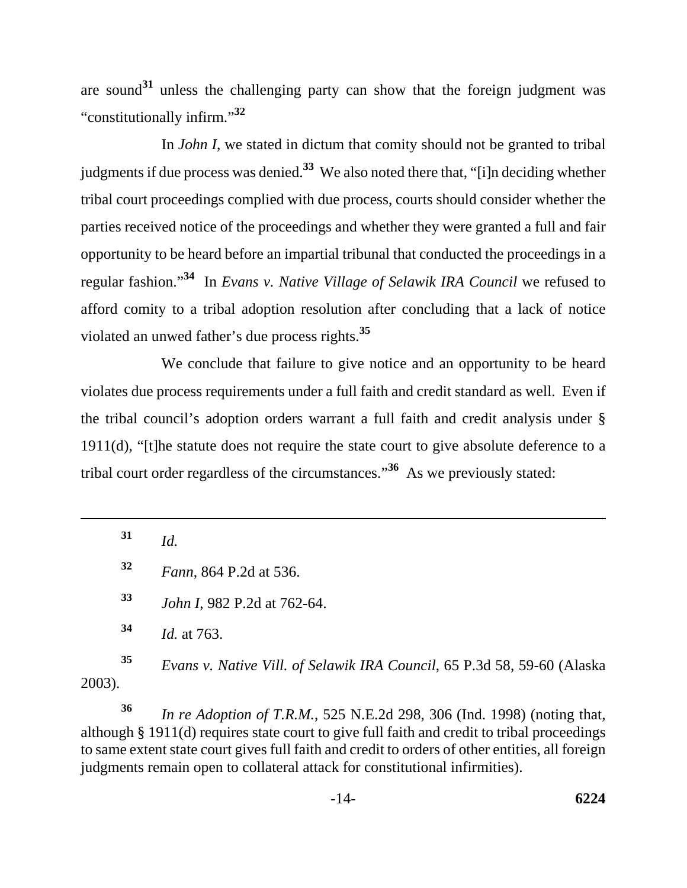are sound[31] unless the challenging party can show that the foreign judgment was "constitutionally infirm."[32]

In *John I*, we stated in dictum that comity should not be granted to tribal judgments if due process was denied.[33] We also noted there that, "[i]n deciding whether tribal court proceedings complied with due process, courts should consider whether the parties received notice of the proceedings and whether they were granted a full and fair opportunity to be heard before an impartial tribunal that conducted the proceedings in a regular fashion."[34] In *Evans v. Native Village of Selawik IRA Council* we refused to afford comity to a tribal adoption resolution after concluding that a lack of notice violated an unwed father's due process rights.[35]

We conclude that failure to give notice and an opportunity to be heard violates due process requirements under a full faith and credit standard as well. Even if the tribal council's adoption orders warrant a full faith and credit analysis under § 1911(d), "[t]he statute does not require the state court to give absolute deference to a tribal court order regardless of the circumstances."[36] As we previously stated:

---

[31] *Id.*

[32] *Fann*, 864 P.2d at 536.

[33] *John I*, 982 P.2d at 762-64.

[34] *Id.* at 763.

[35] *Evans v. Native Vill. of Selawik IRA Council*, 65 P.3d 58, 59-60 (Alaska 2003).

[36] *In re Adoption of T.R.M.*, 525 N.E.2d 298, 306 (Ind. 1998) (noting that, although § 1911(d) requires state court to give full faith and credit to tribal proceedings to same extent state court gives full faith and credit to orders of other entities, all foreign judgments remain open to collateral attack for constitutional infirmities).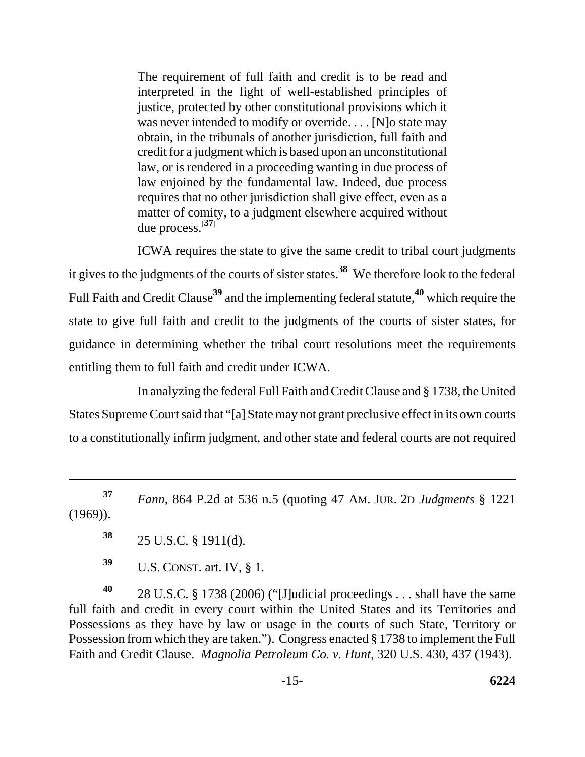> The requirement of full faith and credit is to be read and interpreted in the light of well-established principles of justice, protected by other constitutional provisions which it was never intended to modify or override. . . . [N]o state may obtain, in the tribunals of another jurisdiction, full faith and credit for a judgment which is based upon an unconstitutional law, or is rendered in a proceeding wanting in due process of law enjoined by the fundamental law. Indeed, due process requires that no other jurisdiction shall give effect, even as a matter of comity, to a judgment elsewhere acquired without due process.[37]

ICWA requires the state to give the same credit to tribal court judgments it gives to the judgments of the courts of sister states.[38] We therefore look to the federal Full Faith and Credit Clause[39] and the implementing federal statute,[40] which require the state to give full faith and credit to the judgments of the courts of sister states, for guidance in determining whether the tribal court resolutions meet the requirements entitling them to full faith and credit under ICWA.

In analyzing the federal Full Faith and Credit Clause and § 1738, the United States Supreme Court said that "[a] State may not grant preclusive effect in its own courts to a constitutionally infirm judgment, and other state and federal courts are not required

---

[37] *Fann*, 864 P.2d at 536 n.5 (quoting 47 AM. JUR. 2D *Judgments* § 1221 (1969)).

[38] 25 U.S.C. § 1911(d).

[39] U.S. CONST. art. IV, § 1.

[40] 28 U.S.C. § 1738 (2006) ("[J]udicial proceedings . . . shall have the same full faith and credit in every court within the United States and its Territories and Possessions as they have by law or usage in the courts of such State, Territory or Possession from which they are taken."). Congress enacted § 1738 to implement the Full Faith and Credit Clause. *Magnolia Petroleum Co. v. Hunt*, 320 U.S. 430, 437 (1943).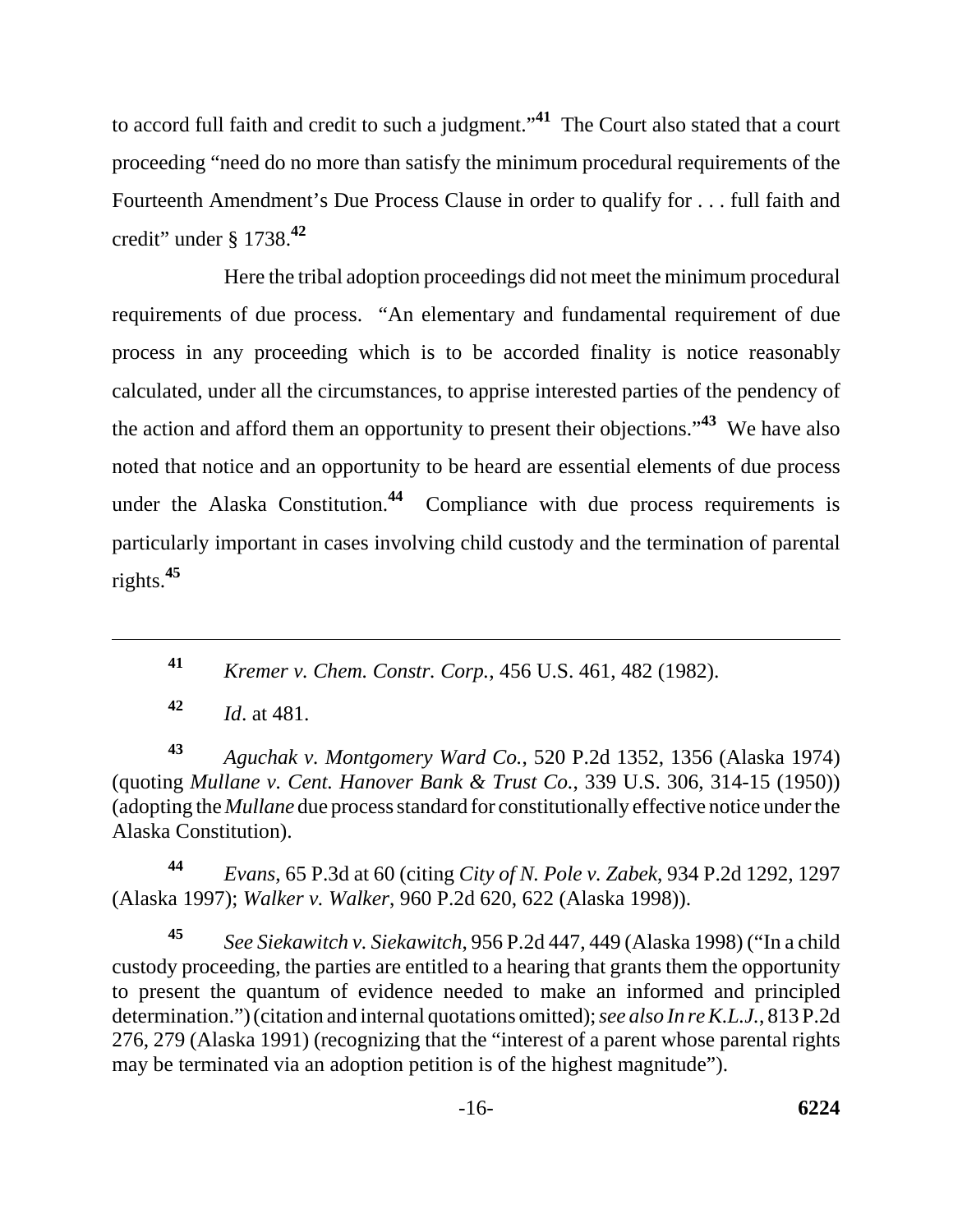to accord full faith and credit to such a judgment."[41] The Court also stated that a court proceeding "need do no more than satisfy the minimum procedural requirements of the Fourteenth Amendment's Due Process Clause in order to qualify for . . . full faith and credit" under § 1738.[42]

Here the tribal adoption proceedings did not meet the minimum procedural requirements of due process. "An elementary and fundamental requirement of due process in any proceeding which is to be accorded finality is notice reasonably calculated, under all the circumstances, to apprise interested parties of the pendency of the action and afford them an opportunity to present their objections."[43] We have also noted that notice and an opportunity to be heard are essential elements of due process under the Alaska Constitution.[44] Compliance with due process requirements is particularly important in cases involving child custody and the termination of parental rights.[45]

---

[41] *Kremer v. Chem. Constr. Corp.*, 456 U.S. 461, 482 (1982).

[42] *Id*. at 481.

[43] *Aguchak v. Montgomery Ward Co.*, 520 P.2d 1352, 1356 (Alaska 1974) (quoting *Mullane v. Cent. Hanover Bank & Trust Co.*, 339 U.S. 306, 314-15 (1950)) (adopting the *Mullane* due process standard for constitutionally effective notice under the Alaska Constitution).

[44] *Evans*, 65 P.3d at 60 (citing *City of N. Pole v. Zabek*, 934 P.2d 1292, 1297 (Alaska 1997); *Walker v. Walker*, 960 P.2d 620, 622 (Alaska 1998)).

[45] *See Siekawitch v. Siekawitch*, 956 P.2d 447, 449 (Alaska 1998) ("In a child custody proceeding, the parties are entitled to a hearing that grants them the opportunity to present the quantum of evidence needed to make an informed and principled determination.") (citation and internal quotations omitted); *see also In re K.L.J.*, 813 P.2d 276, 279 (Alaska 1991) (recognizing that the "interest of a parent whose parental rights may be terminated via an adoption petition is of the highest magnitude").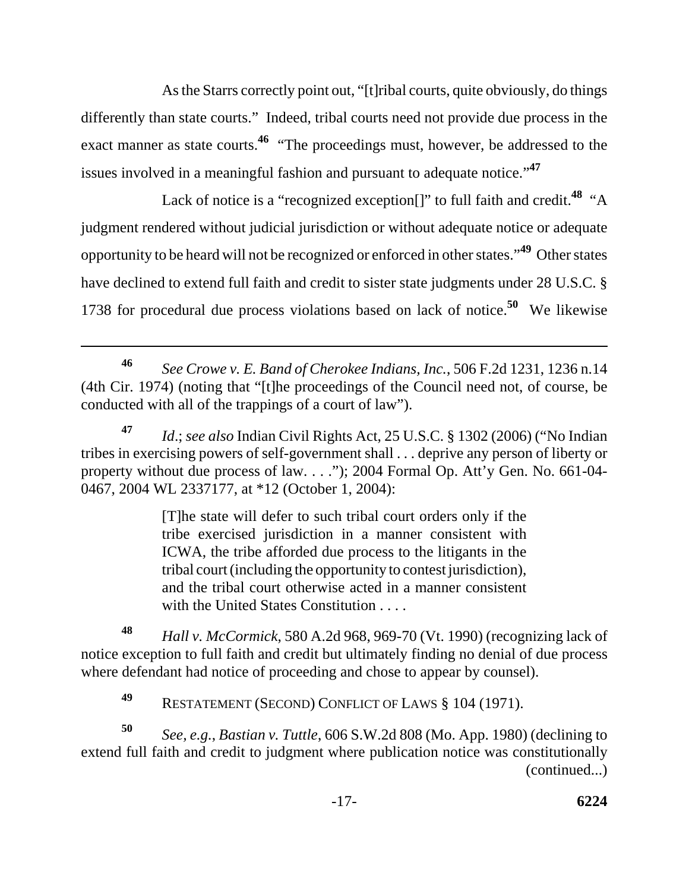As the Starrs correctly point out, "[t]ribal courts, quite obviously, do things differently than state courts." Indeed, tribal courts need not provide due process in the exact manner as state courts.[46] "The proceedings must, however, be addressed to the issues involved in a meaningful fashion and pursuant to adequate notice."[47]

Lack of notice is a "recognized exception[]" to full faith and credit.[48] "A judgment rendered without judicial jurisdiction or without adequate notice or adequate opportunity to be heard will not be recognized or enforced in other states."[49] Other states have declined to extend full faith and credit to sister state judgments under 28 U.S.C. § 1738 for procedural due process violations based on lack of notice.[50] We likewise

---

[46] *See Crowe v. E. Band of Cherokee Indians, Inc.*, 506 F.2d 1231, 1236 n.14 (4th Cir. 1974) (noting that "[t]he proceedings of the Council need not, of course, be conducted with all of the trappings of a court of law").

[47] *Id*.; *see also* Indian Civil Rights Act, 25 U.S.C. § 1302 (2006) ("No Indian tribes in exercising powers of self-government shall . . . deprive any person of liberty or property without due process of law. . . ."); 2004 Formal Op. Att'y Gen. No. 661-04-0467, 2004 WL 2337177, at *12 (October 1, 2004):

> [T]he state will defer to such tribal court orders only if the tribe exercised jurisdiction in a manner consistent with ICWA, the tribe afforded due process to the litigants in the tribal court (including the opportunity to contest jurisdiction), and the tribal court otherwise acted in a manner consistent with the United States Constitution . . . .

[48] *Hall v. McCormick*, 580 A.2d 968, 969-70 (Vt. 1990) (recognizing lack of notice exception to full faith and credit but ultimately finding no denial of due process where defendant had notice of proceeding and chose to appear by counsel).

[49] RESTATEMENT (SECOND) CONFLICT OF LAWS § 104 (1971).

[50] *See, e.g.*, *Bastian v. Tuttle*, 606 S.W.2d 808 (Mo. App. 1980) (declining to extend full faith and credit to judgment where publication notice was constitutionally (continued...)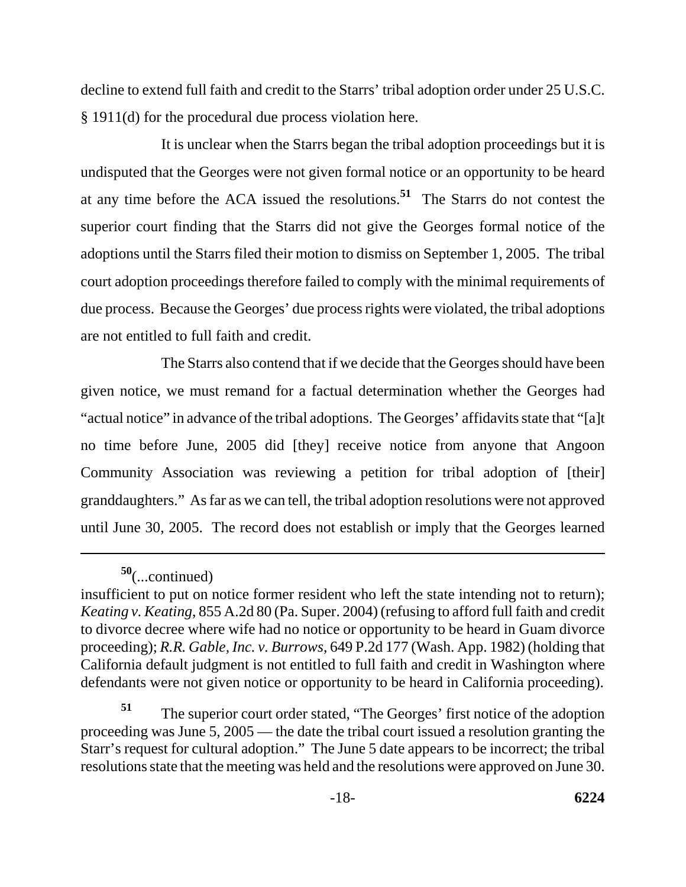decline to extend full faith and credit to the Starrs' tribal adoption order under 25 U.S.C. § 1911(d) for the procedural due process violation here.

It is unclear when the Starrs began the tribal adoption proceedings but it is undisputed that the Georges were not given formal notice or an opportunity to be heard at any time before the ACA issued the resolutions.[51] The Starrs do not contest the superior court finding that the Starrs did not give the Georges formal notice of the adoptions until the Starrs filed their motion to dismiss on September 1, 2005. The tribal court adoption proceedings therefore failed to comply with the minimal requirements of due process. Because the Georges' due process rights were violated, the tribal adoptions are not entitled to full faith and credit.

The Starrs also contend that if we decide that the Georges should have been given notice, we must remand for a factual determination whether the Georges had "actual notice" in advance of the tribal adoptions. The Georges' affidavits state that "[a]t no time before June, 2005 did [they] receive notice from anyone that Angoon Community Association was reviewing a petition for tribal adoption of [their] granddaughters." As far as we can tell, the tribal adoption resolutions were not approved until June 30, 2005. The record does not establish or imply that the Georges learned

---

[50](...continued)
insufficient to put on notice former resident who left the state intending not to return); *Keating v. Keating*, 855 A.2d 80 (Pa. Super. 2004) (refusing to afford full faith and credit to divorce decree where wife had no notice or opportunity to be heard in Guam divorce proceeding); *R.R. Gable, Inc. v. Burrows*, 649 P.2d 177 (Wash. App. 1982) (holding that California default judgment is not entitled to full faith and credit in Washington where defendants were not given notice or opportunity to be heard in California proceeding).

[51] The superior court order stated, "The Georges' first notice of the adoption proceeding was June 5, 2005 — the date the tribal court issued a resolution granting the Starr's request for cultural adoption." The June 5 date appears to be incorrect; the tribal resolutions state that the meeting was held and the resolutions were approved on June 30.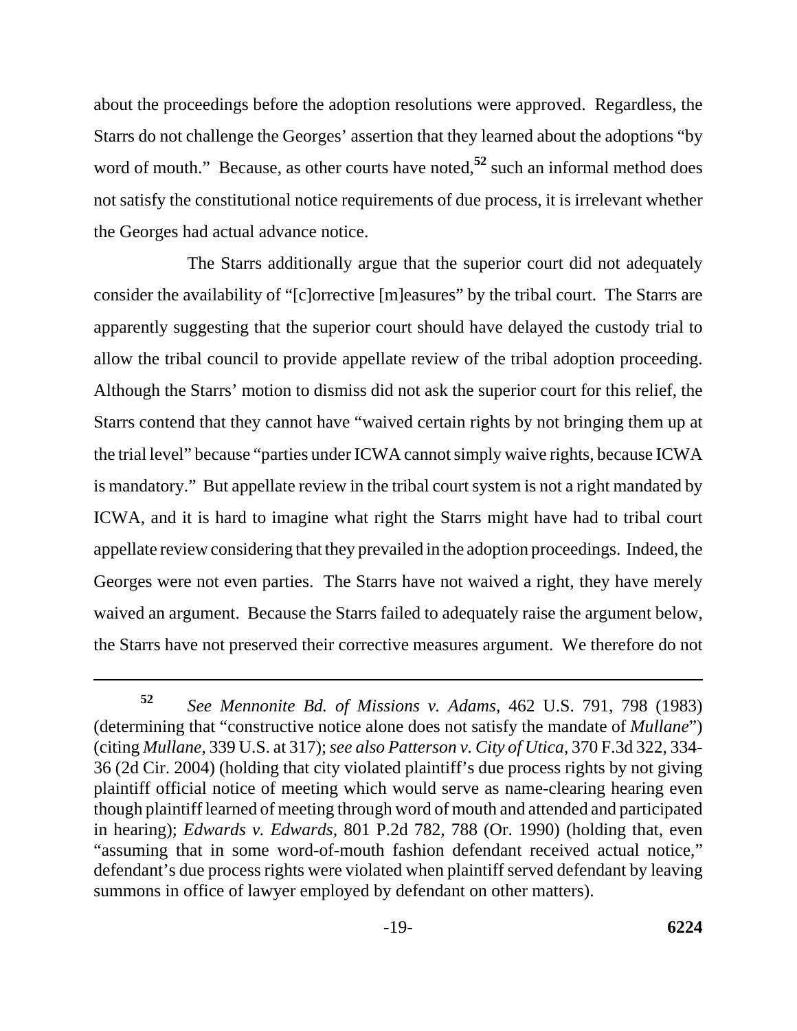about the proceedings before the adoption resolutions were approved. Regardless, the Starrs do not challenge the Georges' assertion that they learned about the adoptions "by word of mouth." Because, as other courts have noted,[52] such an informal method does not satisfy the constitutional notice requirements of due process, it is irrelevant whether the Georges had actual advance notice.

The Starrs additionally argue that the superior court did not adequately consider the availability of "[c]orrective [m]easures" by the tribal court. The Starrs are apparently suggesting that the superior court should have delayed the custody trial to allow the tribal council to provide appellate review of the tribal adoption proceeding. Although the Starrs' motion to dismiss did not ask the superior court for this relief, the Starrs contend that they cannot have "waived certain rights by not bringing them up at the trial level" because "parties under ICWA cannot simply waive rights, because ICWA is mandatory." But appellate review in the tribal court system is not a right mandated by ICWA, and it is hard to imagine what right the Starrs might have had to tribal court appellate review considering that they prevailed in the adoption proceedings. Indeed, the Georges were not even parties. The Starrs have not waived a right, they have merely waived an argument. Because the Starrs failed to adequately raise the argument below, the Starrs have not preserved their corrective measures argument. We therefore do not

---

[52] *See Mennonite Bd. of Missions v. Adams*, 462 U.S. 791, 798 (1983) (determining that "constructive notice alone does not satisfy the mandate of *Mullane*") (citing *Mullane*, 339 U.S. at 317); *see also Patterson v. City of Utica*, 370 F.3d 322, 334-36 (2d Cir. 2004) (holding that city violated plaintiff's due process rights by not giving plaintiff official notice of meeting which would serve as name-clearing hearing even though plaintiff learned of meeting through word of mouth and attended and participated in hearing); *Edwards v. Edwards*, 801 P.2d 782, 788 (Or. 1990) (holding that, even "assuming that in some word-of-mouth fashion defendant received actual notice," defendant's due process rights were violated when plaintiff served defendant by leaving summons in office of lawyer employed by defendant on other matters).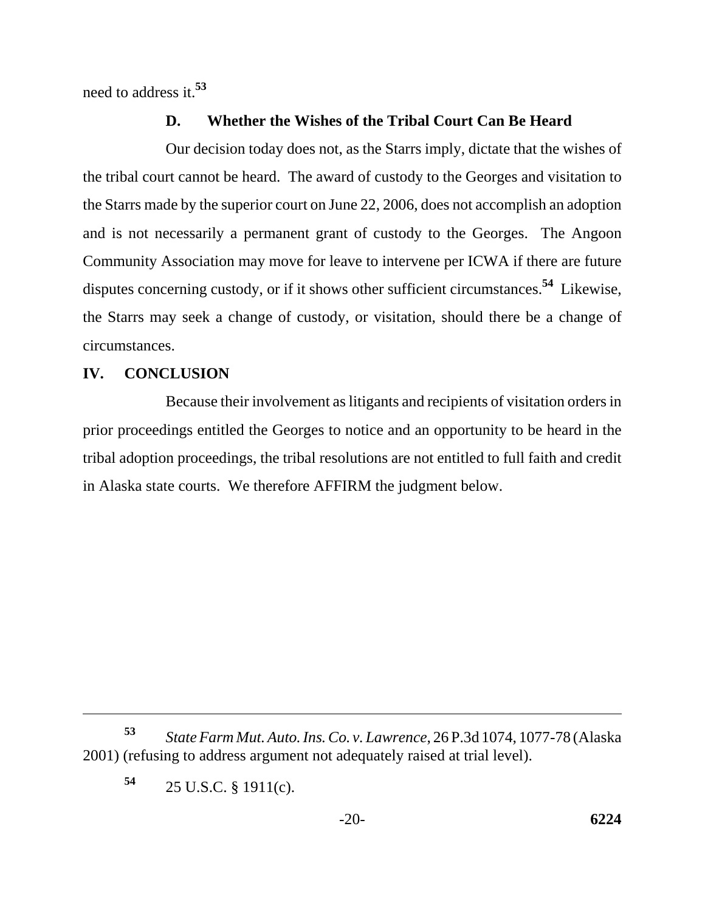need to address it.[53]

### D. Whether the Wishes of the Tribal Court Can Be Heard

Our decision today does not, as the Starrs imply, dictate that the wishes of the tribal court cannot be heard. The award of custody to the Georges and visitation to the Starrs made by the superior court on June 22, 2006, does not accomplish an adoption and is not necessarily a permanent grant of custody to the Georges. The Angoon Community Association may move for leave to intervene per ICWA if there are future disputes concerning custody, or if it shows other sufficient circumstances.[54] Likewise, the Starrs may seek a change of custody, or visitation, should there be a change of circumstances.

## IV. CONCLUSION

Because their involvement as litigants and recipients of visitation orders in prior proceedings entitled the Georges to notice and an opportunity to be heard in the tribal adoption proceedings, the tribal resolutions are not entitled to full faith and credit in Alaska state courts. We therefore AFFIRM the judgment below.

---

[53] *State Farm Mut. Auto. Ins. Co. v. Lawrence*, 26 P.3d 1074, 1077-78 (Alaska 2001) (refusing to address argument not adequately raised at trial level).

[54] 25 U.S.C. § 1911(c).